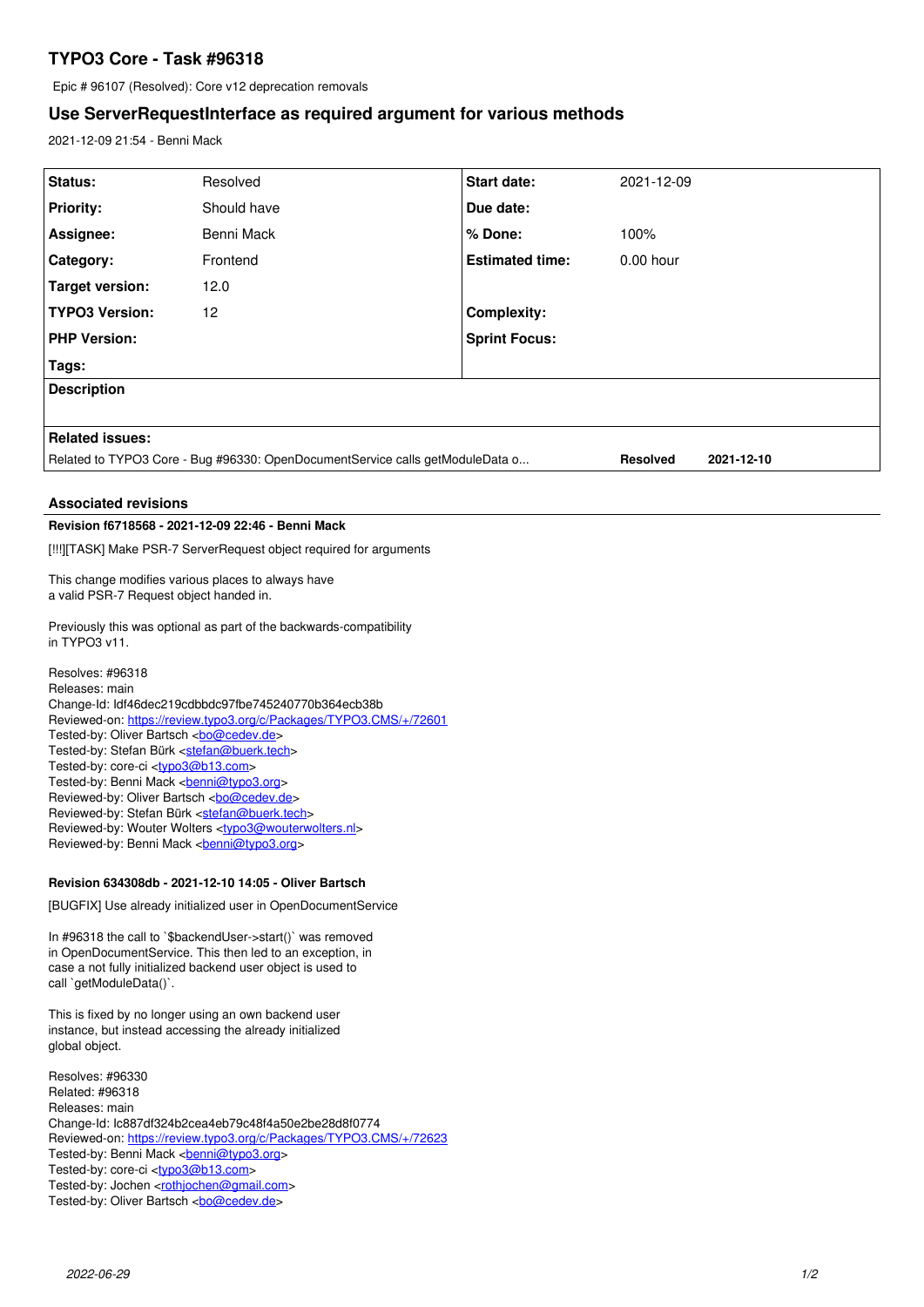# TYPO3 Core - Task #96318

Epic # 96107 (Resolved): Core v12 deprecation removals

## Use ServerRequestInterface as required argument for various methods

2021-12-09 21:54 - Benni Mack

| | | | |
|---|---|---|---|
| **Status:** | Resolved | **Start date:** | 2021-12-09 |
| **Priority:** | Should have | **Due date:** | |
| **Assignee:** | Benni Mack | **% Done:** | 100% |
| **Category:** | Frontend | **Estimated time:** | 0.00 hour |
| **Target version:** | 12.0 | | |
| **TYPO3 Version:** | 12 | **Complexity:** | |
| **PHP Version:** | | **Sprint Focus:** | |
| **Tags:** | | | |

**Description**

**Related issues:**

| | | |
|---|---|---|
| Related to TYPO3 Core - Bug #96330: OpenDocumentService calls getModuleData o... | **Resolved** | **2021-12-10** |

### Associated revisions

**Revision f6718568 - 2021-12-09 22:46 - Benni Mack**

[!!!][TASK] Make PSR-7 ServerRequest object required for arguments

This change modifies various places to always have
a valid PSR-7 Request object handed in.

Previously this was optional as part of the backwards-compatibility
in TYPO3 v11.

Resolves: #96318
Releases: main
Change-Id: Idf46dec219cdbbdc97fbe745240770b364ecb38b
Reviewed-on: https://review.typo3.org/c/Packages/TYPO3.CMS/+/72601
Tested-by: Oliver Bartsch <bo@cedev.de>
Tested-by: Stefan Bürk <stefan@buerk.tech>
Tested-by: core-ci <typo3@b13.com>
Tested-by: Benni Mack <benni@typo3.org>
Reviewed-by: Oliver Bartsch <bo@cedev.de>
Reviewed-by: Stefan Bürk <stefan@buerk.tech>
Reviewed-by: Wouter Wolters <typo3@wouterwolters.nl>
Reviewed-by: Benni Mack <benni@typo3.org>

**Revision 634308db - 2021-12-10 14:05 - Oliver Bartsch**

[BUGFIX] Use already initialized user in OpenDocumentService

In #96318 the call to `$backendUser->start()` was removed
in OpenDocumentService. This then led to an exception, in
case a not fully initialized backend user object is used to
call `getModuleData()`.

This is fixed by no longer using an own backend user
instance, but instead accessing the already initialized
global object.

Resolves: #96330
Related: #96318
Releases: main
Change-Id: Ic887df324b2cea4eb79c48f4a50e2be28d8f0774
Reviewed-on: https://review.typo3.org/c/Packages/TYPO3.CMS/+/72623
Tested-by: Benni Mack <benni@typo3.org>
Tested-by: core-ci <typo3@b13.com>
Tested-by: Jochen <rothjochen@gmail.com>
Tested-by: Oliver Bartsch <bo@cedev.de>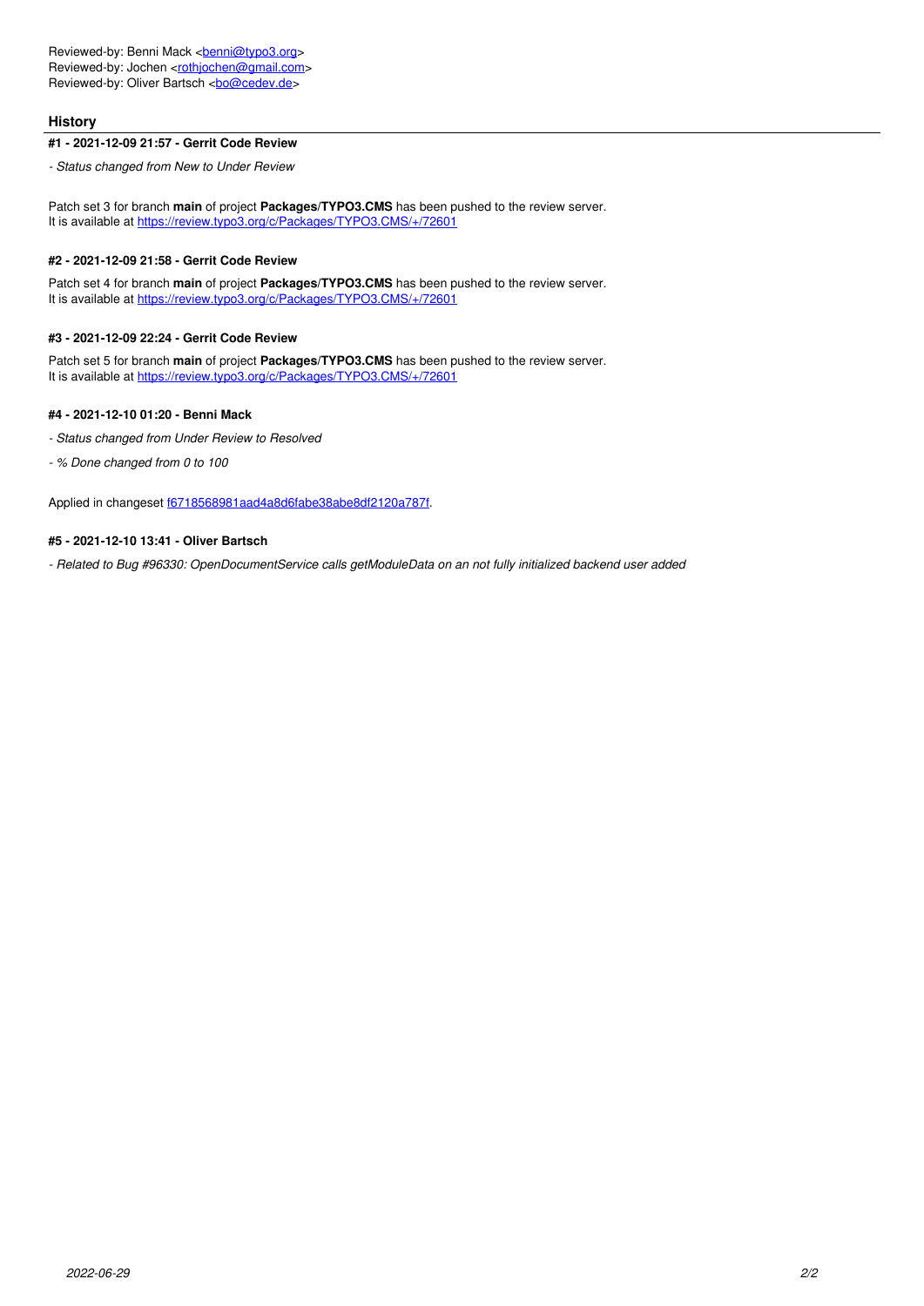Reviewed-by: Benni Mack <benni@typo3.org>
Reviewed-by: Jochen <rothjochen@gmail.com>
Reviewed-by: Oliver Bartsch <bo@cedev.de>

## History

#### #1 - 2021-12-09 21:57 - Gerrit Code Review

*- Status changed from New to Under Review*

Patch set 3 for branch **main** of project **Packages/TYPO3.CMS** has been pushed to the review server.
It is available at https://review.typo3.org/c/Packages/TYPO3.CMS/+/72601

#### #2 - 2021-12-09 21:58 - Gerrit Code Review

Patch set 4 for branch **main** of project **Packages/TYPO3.CMS** has been pushed to the review server.
It is available at https://review.typo3.org/c/Packages/TYPO3.CMS/+/72601

#### #3 - 2021-12-09 22:24 - Gerrit Code Review

Patch set 5 for branch **main** of project **Packages/TYPO3.CMS** has been pushed to the review server.
It is available at https://review.typo3.org/c/Packages/TYPO3.CMS/+/72601

#### #4 - 2021-12-10 01:20 - Benni Mack

*- Status changed from Under Review to Resolved*

*- % Done changed from 0 to 100*

Applied in changeset f6718568981aad4a8d6fabe38abe8df2120a787f.

#### #5 - 2021-12-10 13:41 - Oliver Bartsch

*- Related to Bug #96330: OpenDocumentService calls getModuleData on an not fully initialized backend user added*